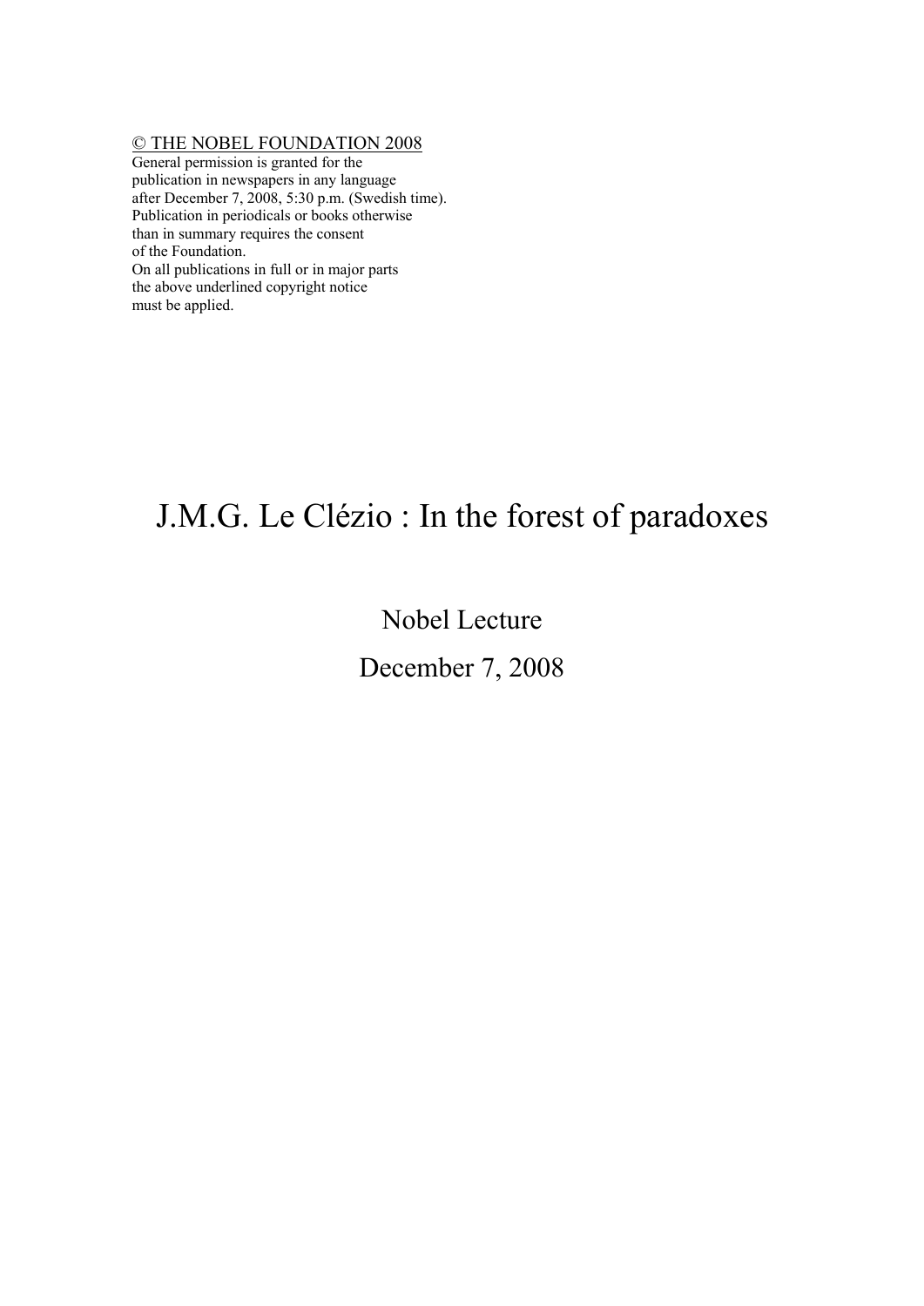<u>© THE NOBEL FOUNDATION 2008</u>
General permission is granted for the
publication in newspapers in any language
after December 7, 2008, 5:30 p.m. (Swedish time).
Publication in periodicals or books otherwise
than in summary requires the consent
of the Foundation.
On all publications in full or in major parts
the above underlined copyright notice
must be applied.

# J.M.G. Le Clézio : In the forest of paradoxes

Nobel Lecture

December 7, 2008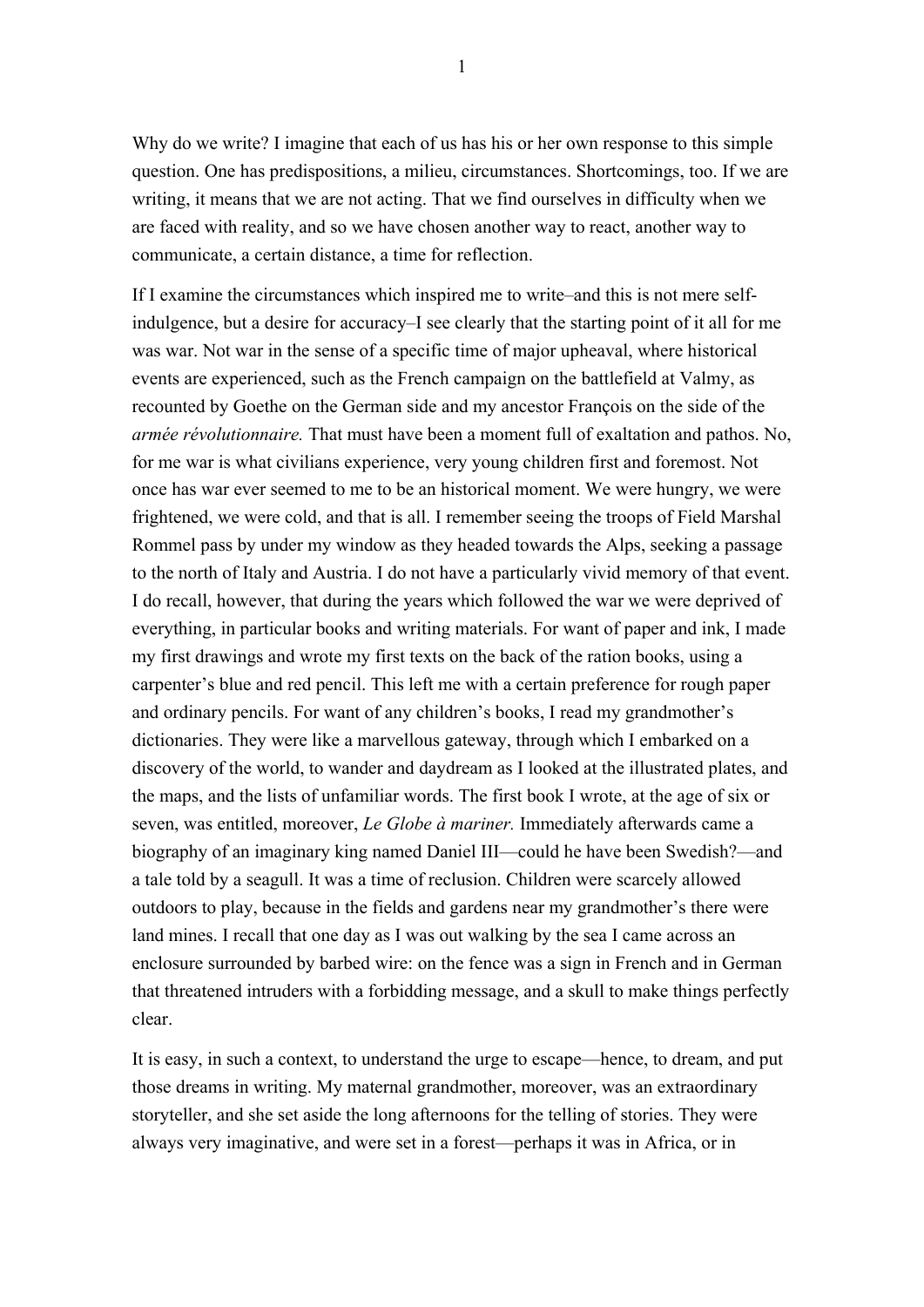Why do we write? I imagine that each of us has his or her own response to this simple question. One has predispositions, a milieu, circumstances. Shortcomings, too. If we are writing, it means that we are not acting. That we find ourselves in difficulty when we are faced with reality, and so we have chosen another way to react, another way to communicate, a certain distance, a time for reflection.

If I examine the circumstances which inspired me to write–and this is not mere self-indulgence, but a desire for accuracy–I see clearly that the starting point of it all for me was war. Not war in the sense of a specific time of major upheaval, where historical events are experienced, such as the French campaign on the battlefield at Valmy, as recounted by Goethe on the German side and my ancestor François on the side of the *armée révolutionnaire.* That must have been a moment full of exaltation and pathos. No, for me war is what civilians experience, very young children first and foremost. Not once has war ever seemed to me to be an historical moment. We were hungry, we were frightened, we were cold, and that is all. I remember seeing the troops of Field Marshal Rommel pass by under my window as they headed towards the Alps, seeking a passage to the north of Italy and Austria. I do not have a particularly vivid memory of that event. I do recall, however, that during the years which followed the war we were deprived of everything, in particular books and writing materials. For want of paper and ink, I made my first drawings and wrote my first texts on the back of the ration books, using a carpenter's blue and red pencil. This left me with a certain preference for rough paper and ordinary pencils. For want of any children's books, I read my grandmother's dictionaries. They were like a marvellous gateway, through which I embarked on a discovery of the world, to wander and daydream as I looked at the illustrated plates, and the maps, and the lists of unfamiliar words. The first book I wrote, at the age of six or seven, was entitled, moreover, *Le Globe à mariner.* Immediately afterwards came a biography of an imaginary king named Daniel III—could he have been Swedish?—and a tale told by a seagull. It was a time of reclusion. Children were scarcely allowed outdoors to play, because in the fields and gardens near my grandmother's there were land mines. I recall that one day as I was out walking by the sea I came across an enclosure surrounded by barbed wire: on the fence was a sign in French and in German that threatened intruders with a forbidding message, and a skull to make things perfectly clear.

It is easy, in such a context, to understand the urge to escape—hence, to dream, and put those dreams in writing. My maternal grandmother, moreover, was an extraordinary storyteller, and she set aside the long afternoons for the telling of stories. They were always very imaginative, and were set in a forest—perhaps it was in Africa, or in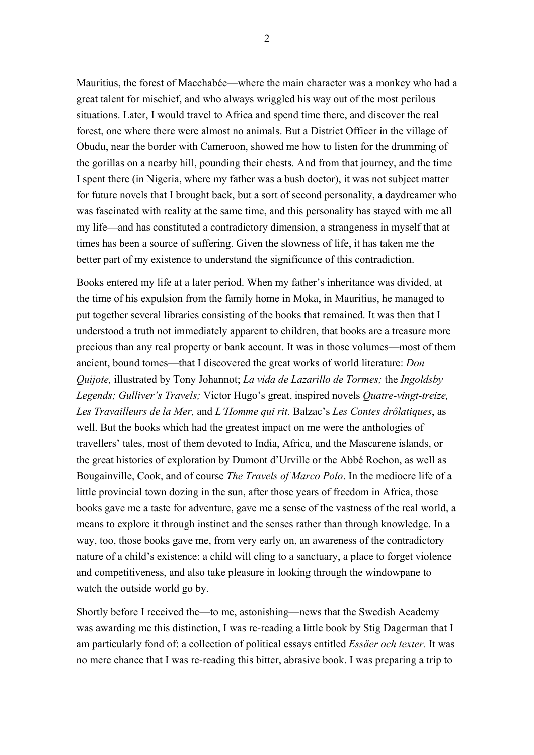Mauritius, the forest of Macchabée—where the main character was a monkey who had a great talent for mischief, and who always wriggled his way out of the most perilous situations. Later, I would travel to Africa and spend time there, and discover the real forest, one where there were almost no animals. But a District Officer in the village of Obudu, near the border with Cameroon, showed me how to listen for the drumming of the gorillas on a nearby hill, pounding their chests. And from that journey, and the time I spent there (in Nigeria, where my father was a bush doctor), it was not subject matter for future novels that I brought back, but a sort of second personality, a daydreamer who was fascinated with reality at the same time, and this personality has stayed with me all my life—and has constituted a contradictory dimension, a strangeness in myself that at times has been a source of suffering. Given the slowness of life, it has taken me the better part of my existence to understand the significance of this contradiction.

Books entered my life at a later period. When my father's inheritance was divided, at the time of his expulsion from the family home in Moka, in Mauritius, he managed to put together several libraries consisting of the books that remained. It was then that I understood a truth not immediately apparent to children, that books are a treasure more precious than any real property or bank account. It was in those volumes—most of them ancient, bound tomes—that I discovered the great works of world literature: *Don Quijote,* illustrated by Tony Johannot; *La vida de Lazarillo de Tormes;* the *Ingoldsby Legends; Gulliver's Travels;* Victor Hugo's great, inspired novels *Quatre-vingt-treize, Les Travailleurs de la Mer,* and *L'Homme qui rit.* Balzac's *Les Contes drôlatiques*, as well. But the books which had the greatest impact on me were the anthologies of travellers' tales, most of them devoted to India, Africa, and the Mascarene islands, or the great histories of exploration by Dumont d'Urville or the Abbé Rochon, as well as Bougainville, Cook, and of course *The Travels of Marco Polo*. In the mediocre life of a little provincial town dozing in the sun, after those years of freedom in Africa, those books gave me a taste for adventure, gave me a sense of the vastness of the real world, a means to explore it through instinct and the senses rather than through knowledge. In a way, too, those books gave me, from very early on, an awareness of the contradictory nature of a child's existence: a child will cling to a sanctuary, a place to forget violence and competitiveness, and also take pleasure in looking through the windowpane to watch the outside world go by.

Shortly before I received the—to me, astonishing—news that the Swedish Academy was awarding me this distinction, I was re-reading a little book by Stig Dagerman that I am particularly fond of: a collection of political essays entitled *Essäer och texter.* It was no mere chance that I was re-reading this bitter, abrasive book. I was preparing a trip to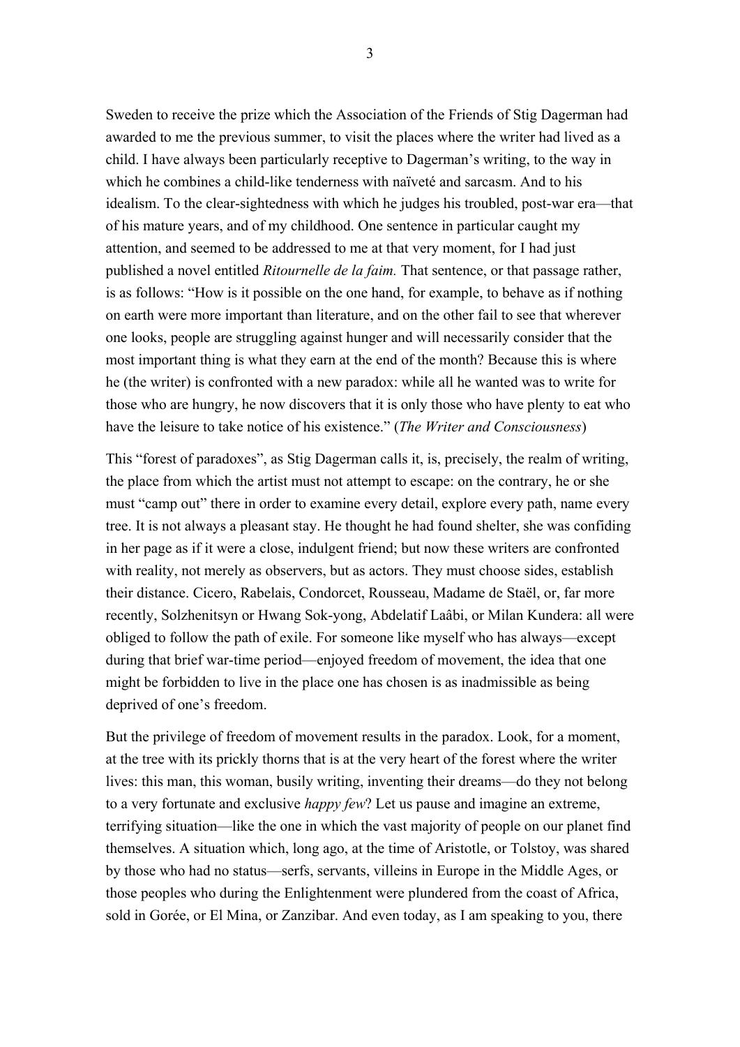Sweden to receive the prize which the Association of the Friends of Stig Dagerman had awarded to me the previous summer, to visit the places where the writer had lived as a child. I have always been particularly receptive to Dagerman's writing, to the way in which he combines a child-like tenderness with naïveté and sarcasm. And to his idealism. To the clear-sightedness with which he judges his troubled, post-war era—that of his mature years, and of my childhood. One sentence in particular caught my attention, and seemed to be addressed to me at that very moment, for I had just published a novel entitled *Ritournelle de la faim.* That sentence, or that passage rather, is as follows: "How is it possible on the one hand, for example, to behave as if nothing on earth were more important than literature, and on the other fail to see that wherever one looks, people are struggling against hunger and will necessarily consider that the most important thing is what they earn at the end of the month? Because this is where he (the writer) is confronted with a new paradox: while all he wanted was to write for those who are hungry, he now discovers that it is only those who have plenty to eat who have the leisure to take notice of his existence." (*The Writer and Consciousness*)

This "forest of paradoxes", as Stig Dagerman calls it, is, precisely, the realm of writing, the place from which the artist must not attempt to escape: on the contrary, he or she must "camp out" there in order to examine every detail, explore every path, name every tree. It is not always a pleasant stay. He thought he had found shelter, she was confiding in her page as if it were a close, indulgent friend; but now these writers are confronted with reality, not merely as observers, but as actors. They must choose sides, establish their distance. Cicero, Rabelais, Condorcet, Rousseau, Madame de Staël, or, far more recently, Solzhenitsyn or Hwang Sok-yong, Abdelatif Laâbi, or Milan Kundera: all were obliged to follow the path of exile. For someone like myself who has always—except during that brief war-time period—enjoyed freedom of movement, the idea that one might be forbidden to live in the place one has chosen is as inadmissible as being deprived of one's freedom.

But the privilege of freedom of movement results in the paradox. Look, for a moment, at the tree with its prickly thorns that is at the very heart of the forest where the writer lives: this man, this woman, busily writing, inventing their dreams—do they not belong to a very fortunate and exclusive *happy few*? Let us pause and imagine an extreme, terrifying situation—like the one in which the vast majority of people on our planet find themselves. A situation which, long ago, at the time of Aristotle, or Tolstoy, was shared by those who had no status—serfs, servants, villeins in Europe in the Middle Ages, or those peoples who during the Enlightenment were plundered from the coast of Africa, sold in Gorée, or El Mina, or Zanzibar. And even today, as I am speaking to you, there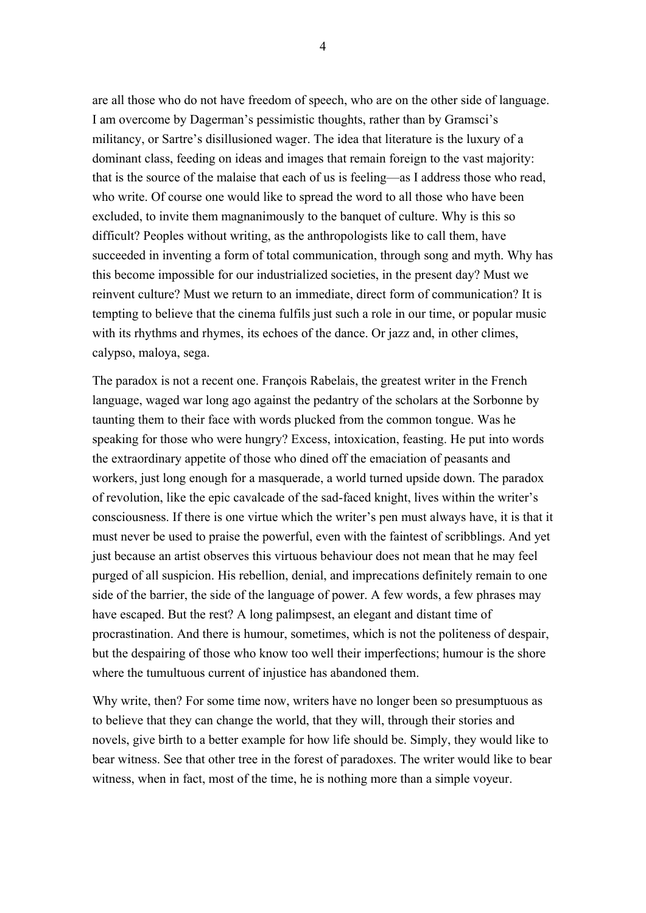are all those who do not have freedom of speech, who are on the other side of language. I am overcome by Dagerman's pessimistic thoughts, rather than by Gramsci's militancy, or Sartre's disillusioned wager. The idea that literature is the luxury of a dominant class, feeding on ideas and images that remain foreign to the vast majority: that is the source of the malaise that each of us is feeling—as I address those who read, who write. Of course one would like to spread the word to all those who have been excluded, to invite them magnanimously to the banquet of culture. Why is this so difficult? Peoples without writing, as the anthropologists like to call them, have succeeded in inventing a form of total communication, through song and myth. Why has this become impossible for our industrialized societies, in the present day? Must we reinvent culture? Must we return to an immediate, direct form of communication? It is tempting to believe that the cinema fulfils just such a role in our time, or popular music with its rhythms and rhymes, its echoes of the dance. Or jazz and, in other climes, calypso, maloya, sega.

The paradox is not a recent one. François Rabelais, the greatest writer in the French language, waged war long ago against the pedantry of the scholars at the Sorbonne by taunting them to their face with words plucked from the common tongue. Was he speaking for those who were hungry? Excess, intoxication, feasting. He put into words the extraordinary appetite of those who dined off the emaciation of peasants and workers, just long enough for a masquerade, a world turned upside down. The paradox of revolution, like the epic cavalcade of the sad-faced knight, lives within the writer's consciousness. If there is one virtue which the writer's pen must always have, it is that it must never be used to praise the powerful, even with the faintest of scribblings. And yet just because an artist observes this virtuous behaviour does not mean that he may feel purged of all suspicion. His rebellion, denial, and imprecations definitely remain to one side of the barrier, the side of the language of power. A few words, a few phrases may have escaped. But the rest? A long palimpsest, an elegant and distant time of procrastination. And there is humour, sometimes, which is not the politeness of despair, but the despairing of those who know too well their imperfections; humour is the shore where the tumultuous current of injustice has abandoned them.

Why write, then? For some time now, writers have no longer been so presumptuous as to believe that they can change the world, that they will, through their stories and novels, give birth to a better example for how life should be. Simply, they would like to bear witness. See that other tree in the forest of paradoxes. The writer would like to bear witness, when in fact, most of the time, he is nothing more than a simple voyeur.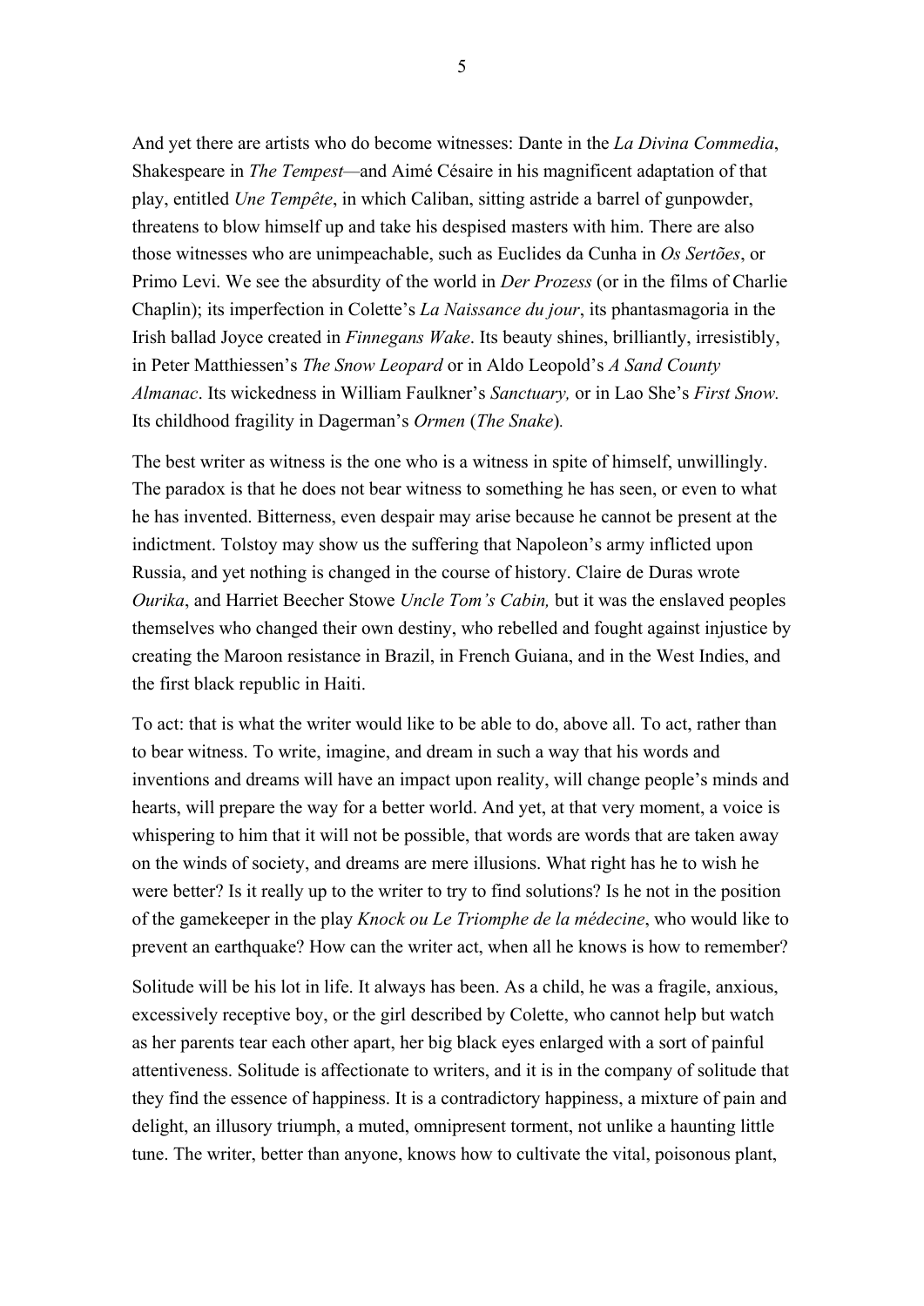And yet there are artists who do become witnesses: Dante in the *La Divina Commedia*, Shakespeare in *The Tempest*—and Aimé Césaire in his magnificent adaptation of that play, entitled *Une Tempête*, in which Caliban, sitting astride a barrel of gunpowder, threatens to blow himself up and take his despised masters with him. There are also those witnesses who are unimpeachable, such as Euclides da Cunha in *Os Sertões*, or Primo Levi. We see the absurdity of the world in *Der Prozess* (or in the films of Charlie Chaplin); its imperfection in Colette's *La Naissance du jour*, its phantasmagoria in the Irish ballad Joyce created in *Finnegans Wake*. Its beauty shines, brilliantly, irresistibly, in Peter Matthiessen's *The Snow Leopard* or in Aldo Leopold's *A Sand County Almanac*. Its wickedness in William Faulkner's *Sanctuary,* or in Lao She's *First Snow.* Its childhood fragility in Dagerman's *Ormen* (*The Snake*).

The best writer as witness is the one who is a witness in spite of himself, unwillingly. The paradox is that he does not bear witness to something he has seen, or even to what he has invented. Bitterness, even despair may arise because he cannot be present at the indictment. Tolstoy may show us the suffering that Napoleon's army inflicted upon Russia, and yet nothing is changed in the course of history. Claire de Duras wrote *Ourika*, and Harriet Beecher Stowe *Uncle Tom's Cabin,* but it was the enslaved peoples themselves who changed their own destiny, who rebelled and fought against injustice by creating the Maroon resistance in Brazil, in French Guiana, and in the West Indies, and the first black republic in Haiti.

To act: that is what the writer would like to be able to do, above all. To act, rather than to bear witness. To write, imagine, and dream in such a way that his words and inventions and dreams will have an impact upon reality, will change people's minds and hearts, will prepare the way for a better world. And yet, at that very moment, a voice is whispering to him that it will not be possible, that words are words that are taken away on the winds of society, and dreams are mere illusions. What right has he to wish he were better? Is it really up to the writer to try to find solutions? Is he not in the position of the gamekeeper in the play *Knock ou Le Triomphe de la médecine*, who would like to prevent an earthquake? How can the writer act, when all he knows is how to remember?

Solitude will be his lot in life. It always has been. As a child, he was a fragile, anxious, excessively receptive boy, or the girl described by Colette, who cannot help but watch as her parents tear each other apart, her big black eyes enlarged with a sort of painful attentiveness. Solitude is affectionate to writers, and it is in the company of solitude that they find the essence of happiness. It is a contradictory happiness, a mixture of pain and delight, an illusory triumph, a muted, omnipresent torment, not unlike a haunting little tune. The writer, better than anyone, knows how to cultivate the vital, poisonous plant,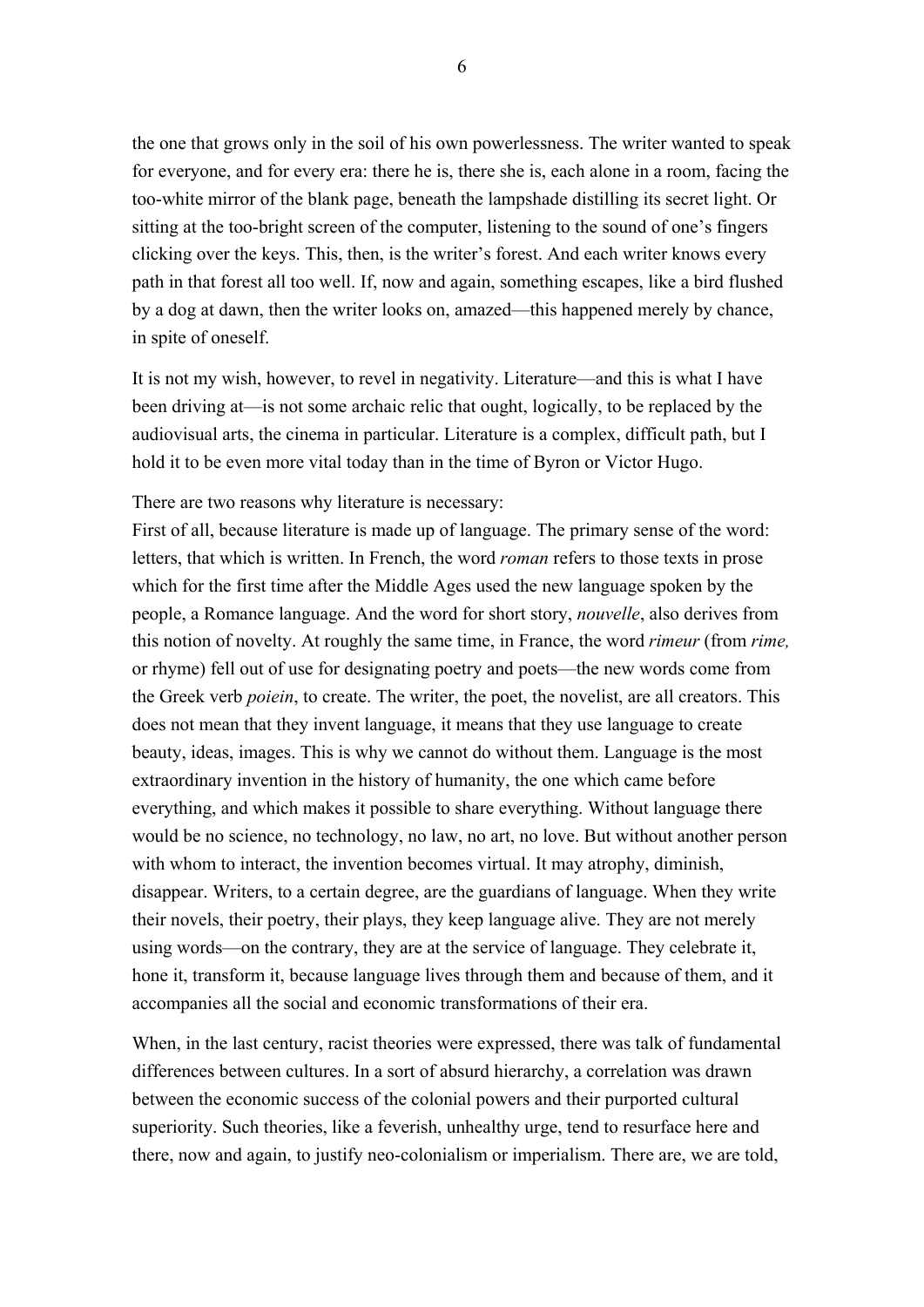the one that grows only in the soil of his own powerlessness. The writer wanted to speak for everyone, and for every era: there he is, there she is, each alone in a room, facing the too-white mirror of the blank page, beneath the lampshade distilling its secret light. Or sitting at the too-bright screen of the computer, listening to the sound of one's fingers clicking over the keys. This, then, is the writer's forest. And each writer knows every path in that forest all too well. If, now and again, something escapes, like a bird flushed by a dog at dawn, then the writer looks on, amazed—this happened merely by chance, in spite of oneself.

It is not my wish, however, to revel in negativity. Literature—and this is what I have been driving at—is not some archaic relic that ought, logically, to be replaced by the audiovisual arts, the cinema in particular. Literature is a complex, difficult path, but I hold it to be even more vital today than in the time of Byron or Victor Hugo.

There are two reasons why literature is necessary:
First of all, because literature is made up of language. The primary sense of the word: letters, that which is written. In French, the word *roman* refers to those texts in prose which for the first time after the Middle Ages used the new language spoken by the people, a Romance language. And the word for short story, *nouvelle*, also derives from this notion of novelty. At roughly the same time, in France, the word *rimeur* (from *rime,* or rhyme) fell out of use for designating poetry and poets—the new words come from the Greek verb *poiein*, to create. The writer, the poet, the novelist, are all creators. This does not mean that they invent language, it means that they use language to create beauty, ideas, images. This is why we cannot do without them. Language is the most extraordinary invention in the history of humanity, the one which came before everything, and which makes it possible to share everything. Without language there would be no science, no technology, no law, no art, no love. But without another person with whom to interact, the invention becomes virtual. It may atrophy, diminish, disappear. Writers, to a certain degree, are the guardians of language. When they write their novels, their poetry, their plays, they keep language alive. They are not merely using words—on the contrary, they are at the service of language. They celebrate it, hone it, transform it, because language lives through them and because of them, and it accompanies all the social and economic transformations of their era.

When, in the last century, racist theories were expressed, there was talk of fundamental differences between cultures. In a sort of absurd hierarchy, a correlation was drawn between the economic success of the colonial powers and their purported cultural superiority. Such theories, like a feverish, unhealthy urge, tend to resurface here and there, now and again, to justify neo-colonialism or imperialism. There are, we are told,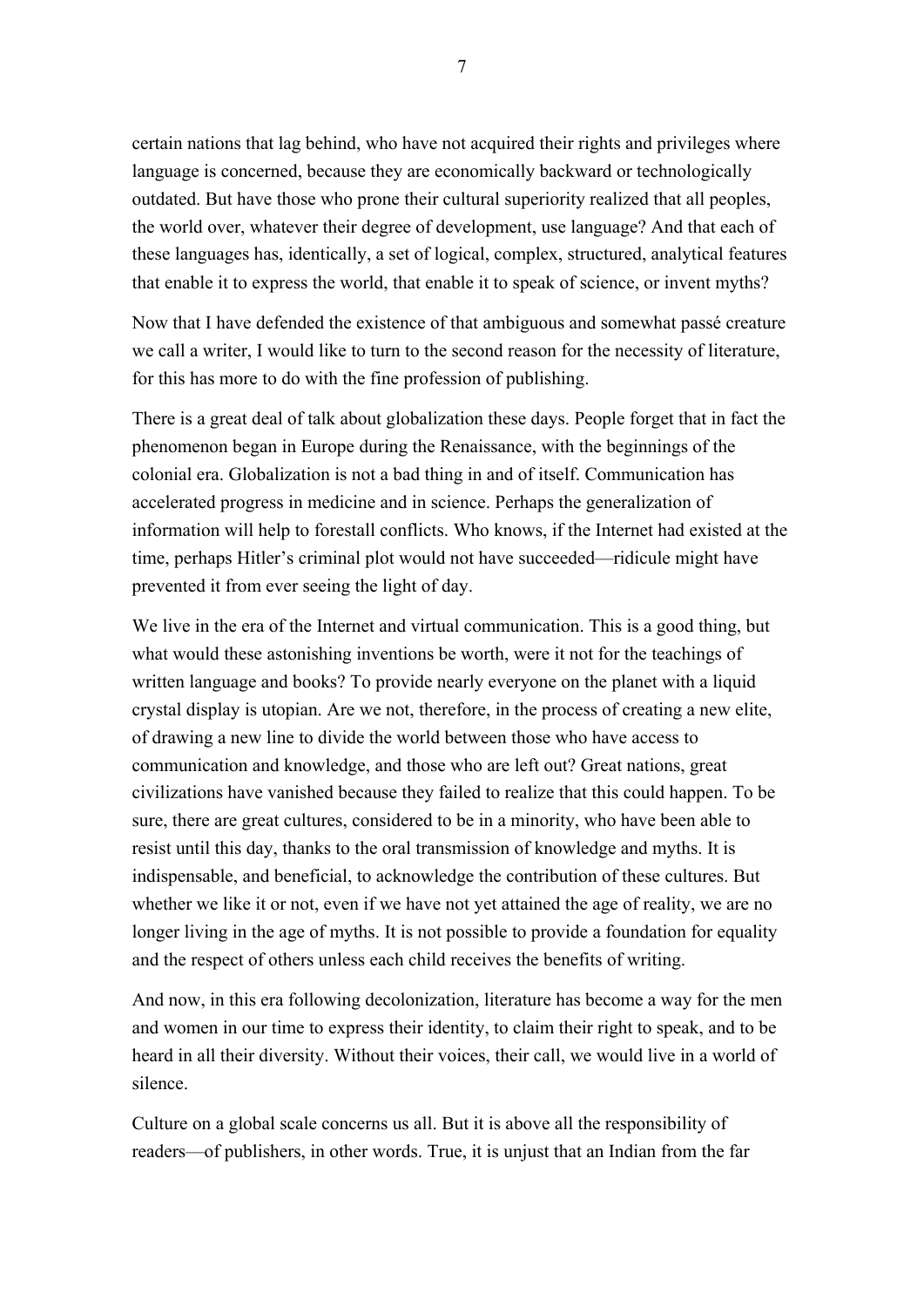certain nations that lag behind, who have not acquired their rights and privileges where language is concerned, because they are economically backward or technologically outdated. But have those who prone their cultural superiority realized that all peoples, the world over, whatever their degree of development, use language? And that each of these languages has, identically, a set of logical, complex, structured, analytical features that enable it to express the world, that enable it to speak of science, or invent myths?

Now that I have defended the existence of that ambiguous and somewhat passé creature we call a writer, I would like to turn to the second reason for the necessity of literature, for this has more to do with the fine profession of publishing.

There is a great deal of talk about globalization these days. People forget that in fact the phenomenon began in Europe during the Renaissance, with the beginnings of the colonial era. Globalization is not a bad thing in and of itself. Communication has accelerated progress in medicine and in science. Perhaps the generalization of information will help to forestall conflicts. Who knows, if the Internet had existed at the time, perhaps Hitler's criminal plot would not have succeeded—ridicule might have prevented it from ever seeing the light of day.

We live in the era of the Internet and virtual communication. This is a good thing, but what would these astonishing inventions be worth, were it not for the teachings of written language and books? To provide nearly everyone on the planet with a liquid crystal display is utopian. Are we not, therefore, in the process of creating a new elite, of drawing a new line to divide the world between those who have access to communication and knowledge, and those who are left out? Great nations, great civilizations have vanished because they failed to realize that this could happen. To be sure, there are great cultures, considered to be in a minority, who have been able to resist until this day, thanks to the oral transmission of knowledge and myths. It is indispensable, and beneficial, to acknowledge the contribution of these cultures. But whether we like it or not, even if we have not yet attained the age of reality, we are no longer living in the age of myths. It is not possible to provide a foundation for equality and the respect of others unless each child receives the benefits of writing.

And now, in this era following decolonization, literature has become a way for the men and women in our time to express their identity, to claim their right to speak, and to be heard in all their diversity. Without their voices, their call, we would live in a world of silence.

Culture on a global scale concerns us all. But it is above all the responsibility of readers—of publishers, in other words. True, it is unjust that an Indian from the far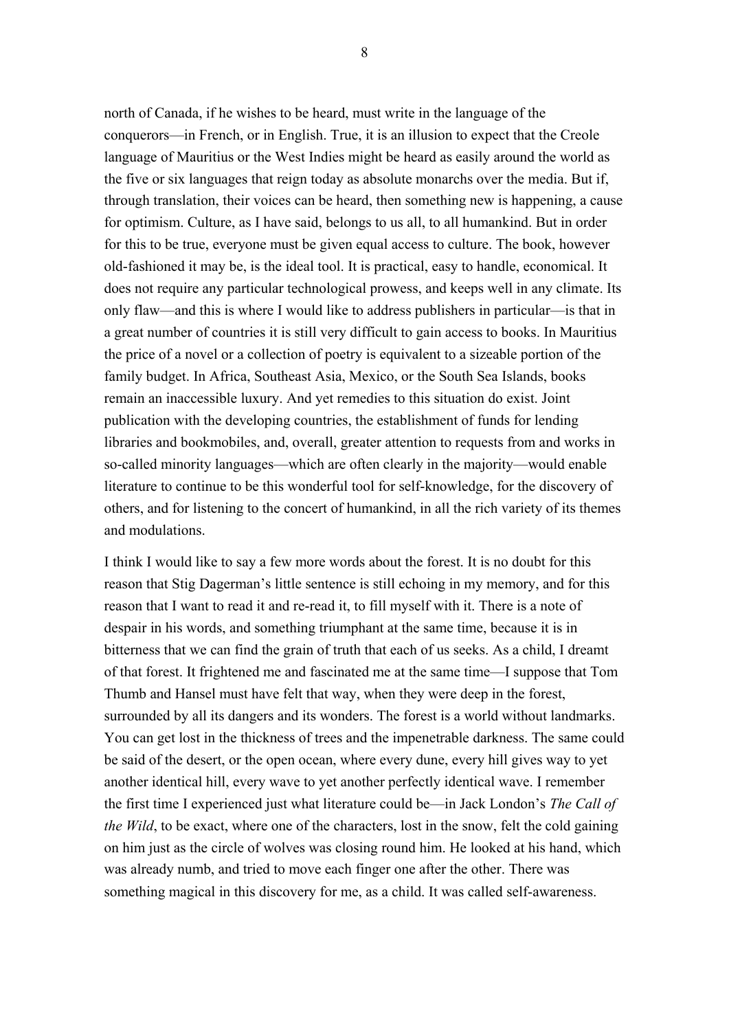north of Canada, if he wishes to be heard, must write in the language of the conquerors—in French, or in English. True, it is an illusion to expect that the Creole language of Mauritius or the West Indies might be heard as easily around the world as the five or six languages that reign today as absolute monarchs over the media. But if, through translation, their voices can be heard, then something new is happening, a cause for optimism. Culture, as I have said, belongs to us all, to all humankind. But in order for this to be true, everyone must be given equal access to culture. The book, however old-fashioned it may be, is the ideal tool. It is practical, easy to handle, economical. It does not require any particular technological prowess, and keeps well in any climate. Its only flaw—and this is where I would like to address publishers in particular—is that in a great number of countries it is still very difficult to gain access to books. In Mauritius the price of a novel or a collection of poetry is equivalent to a sizeable portion of the family budget. In Africa, Southeast Asia, Mexico, or the South Sea Islands, books remain an inaccessible luxury. And yet remedies to this situation do exist. Joint publication with the developing countries, the establishment of funds for lending libraries and bookmobiles, and, overall, greater attention to requests from and works in so-called minority languages—which are often clearly in the majority—would enable literature to continue to be this wonderful tool for self-knowledge, for the discovery of others, and for listening to the concert of humankind, in all the rich variety of its themes and modulations.

I think I would like to say a few more words about the forest. It is no doubt for this reason that Stig Dagerman's little sentence is still echoing in my memory, and for this reason that I want to read it and re-read it, to fill myself with it. There is a note of despair in his words, and something triumphant at the same time, because it is in bitterness that we can find the grain of truth that each of us seeks. As a child, I dreamt of that forest. It frightened me and fascinated me at the same time—I suppose that Tom Thumb and Hansel must have felt that way, when they were deep in the forest, surrounded by all its dangers and its wonders. The forest is a world without landmarks. You can get lost in the thickness of trees and the impenetrable darkness. The same could be said of the desert, or the open ocean, where every dune, every hill gives way to yet another identical hill, every wave to yet another perfectly identical wave. I remember the first time I experienced just what literature could be—in Jack London's *The Call of the Wild*, to be exact, where one of the characters, lost in the snow, felt the cold gaining on him just as the circle of wolves was closing round him. He looked at his hand, which was already numb, and tried to move each finger one after the other. There was something magical in this discovery for me, as a child. It was called self-awareness.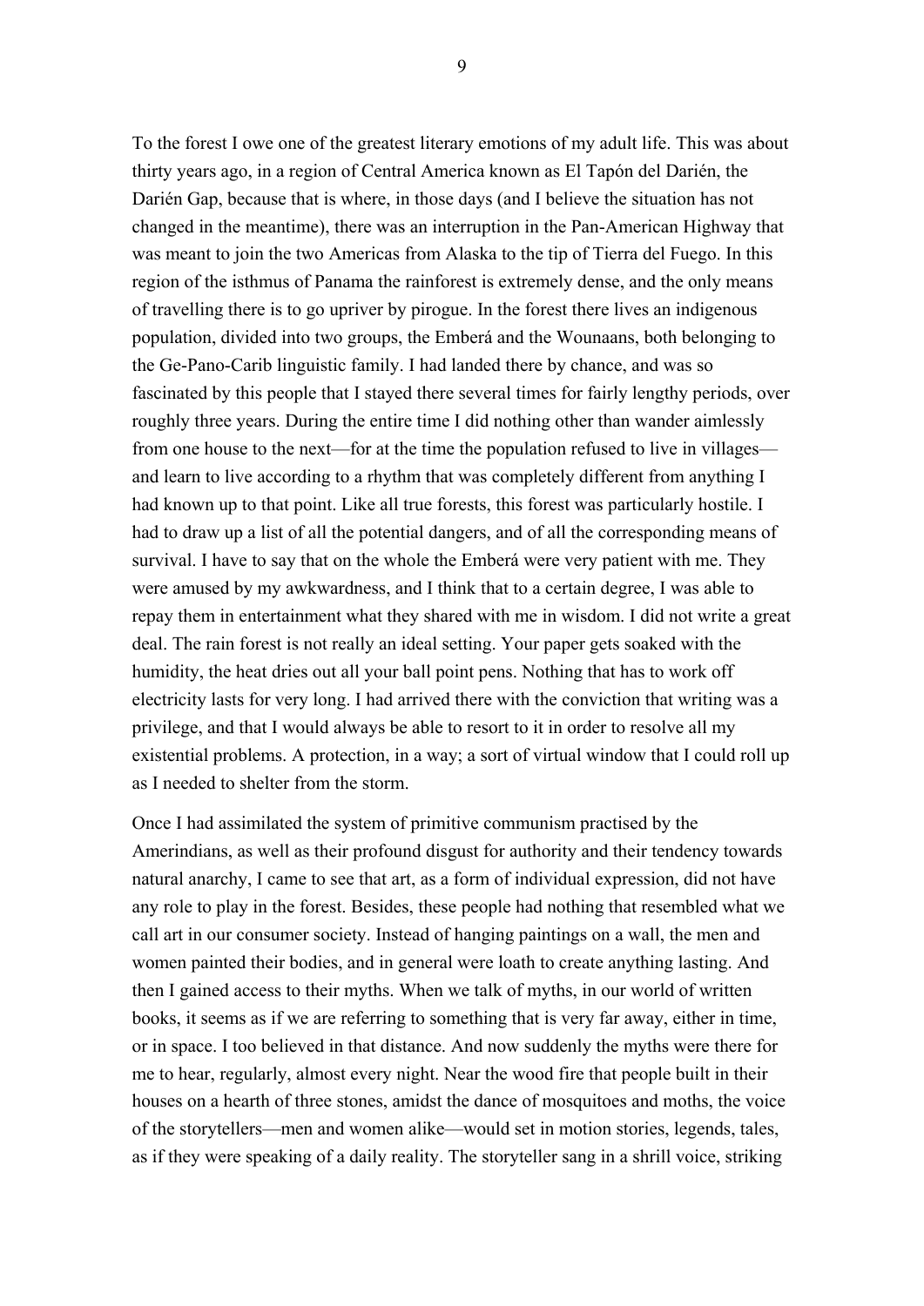To the forest I owe one of the greatest literary emotions of my adult life. This was about thirty years ago, in a region of Central America known as El Tapón del Darién, the Darién Gap, because that is where, in those days (and I believe the situation has not changed in the meantime), there was an interruption in the Pan-American Highway that was meant to join the two Americas from Alaska to the tip of Tierra del Fuego. In this region of the isthmus of Panama the rainforest is extremely dense, and the only means of travelling there is to go upriver by pirogue. In the forest there lives an indigenous population, divided into two groups, the Emberá and the Wounaans, both belonging to the Ge-Pano-Carib linguistic family. I had landed there by chance, and was so fascinated by this people that I stayed there several times for fairly lengthy periods, over roughly three years. During the entire time I did nothing other than wander aimlessly from one house to the next—for at the time the population refused to live in villages—and learn to live according to a rhythm that was completely different from anything I had known up to that point. Like all true forests, this forest was particularly hostile. I had to draw up a list of all the potential dangers, and of all the corresponding means of survival. I have to say that on the whole the Emberá were very patient with me. They were amused by my awkwardness, and I think that to a certain degree, I was able to repay them in entertainment what they shared with me in wisdom. I did not write a great deal. The rain forest is not really an ideal setting. Your paper gets soaked with the humidity, the heat dries out all your ball point pens. Nothing that has to work off electricity lasts for very long. I had arrived there with the conviction that writing was a privilege, and that I would always be able to resort to it in order to resolve all my existential problems. A protection, in a way; a sort of virtual window that I could roll up as I needed to shelter from the storm.

Once I had assimilated the system of primitive communism practised by the Amerindians, as well as their profound disgust for authority and their tendency towards natural anarchy, I came to see that art, as a form of individual expression, did not have any role to play in the forest. Besides, these people had nothing that resembled what we call art in our consumer society. Instead of hanging paintings on a wall, the men and women painted their bodies, and in general were loath to create anything lasting. And then I gained access to their myths. When we talk of myths, in our world of written books, it seems as if we are referring to something that is very far away, either in time, or in space. I too believed in that distance. And now suddenly the myths were there for me to hear, regularly, almost every night. Near the wood fire that people built in their houses on a hearth of three stones, amidst the dance of mosquitoes and moths, the voice of the storytellers—men and women alike—would set in motion stories, legends, tales, as if they were speaking of a daily reality. The storyteller sang in a shrill voice, striking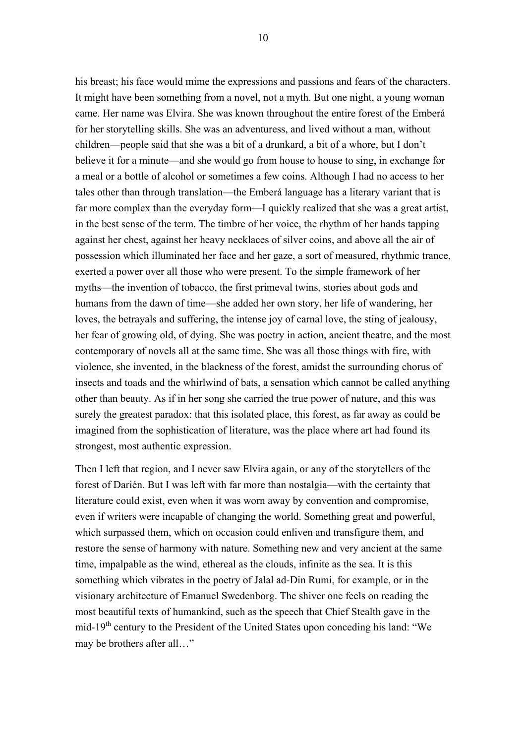his breast; his face would mime the expressions and passions and fears of the characters. It might have been something from a novel, not a myth. But one night, a young woman came. Her name was Elvira. She was known throughout the entire forest of the Emberá for her storytelling skills. She was an adventuress, and lived without a man, without children—people said that she was a bit of a drunkard, a bit of a whore, but I don't believe it for a minute—and she would go from house to house to sing, in exchange for a meal or a bottle of alcohol or sometimes a few coins. Although I had no access to her tales other than through translation—the Emberá language has a literary variant that is far more complex than the everyday form—I quickly realized that she was a great artist, in the best sense of the term. The timbre of her voice, the rhythm of her hands tapping against her chest, against her heavy necklaces of silver coins, and above all the air of possession which illuminated her face and her gaze, a sort of measured, rhythmic trance, exerted a power over all those who were present. To the simple framework of her myths—the invention of tobacco, the first primeval twins, stories about gods and humans from the dawn of time—she added her own story, her life of wandering, her loves, the betrayals and suffering, the intense joy of carnal love, the sting of jealousy, her fear of growing old, of dying. She was poetry in action, ancient theatre, and the most contemporary of novels all at the same time. She was all those things with fire, with violence, she invented, in the blackness of the forest, amidst the surrounding chorus of insects and toads and the whirlwind of bats, a sensation which cannot be called anything other than beauty. As if in her song she carried the true power of nature, and this was surely the greatest paradox: that this isolated place, this forest, as far away as could be imagined from the sophistication of literature, was the place where art had found its strongest, most authentic expression.

Then I left that region, and I never saw Elvira again, or any of the storytellers of the forest of Darién. But I was left with far more than nostalgia—with the certainty that literature could exist, even when it was worn away by convention and compromise, even if writers were incapable of changing the world. Something great and powerful, which surpassed them, which on occasion could enliven and transfigure them, and restore the sense of harmony with nature. Something new and very ancient at the same time, impalpable as the wind, ethereal as the clouds, infinite as the sea. It is this something which vibrates in the poetry of Jalal ad-Din Rumi, for example, or in the visionary architecture of Emanuel Swedenborg. The shiver one feels on reading the most beautiful texts of humankind, such as the speech that Chief Stealth gave in the mid-19th century to the President of the United States upon conceding his land: "We may be brothers after all…"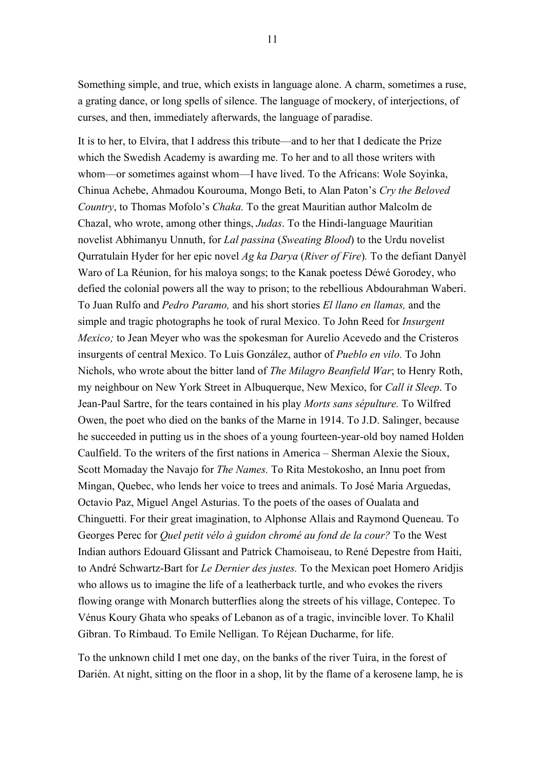Something simple, and true, which exists in language alone. A charm, sometimes a ruse, a grating dance, or long spells of silence. The language of mockery, of interjections, of curses, and then, immediately afterwards, the language of paradise.

It is to her, to Elvira, that I address this tribute—and to her that I dedicate the Prize which the Swedish Academy is awarding me. To her and to all those writers with whom—or sometimes against whom—I have lived. To the Africans: Wole Soyinka, Chinua Achebe, Ahmadou Kourouma, Mongo Beti, to Alan Paton's *Cry the Beloved Country*, to Thomas Mofolo's *Chaka.* To the great Mauritian author Malcolm de Chazal, who wrote, among other things, *Judas*. To the Hindi-language Mauritian novelist Abhimanyu Unnuth, for *Lal passina* (*Sweating Blood*) to the Urdu novelist Qurratulain Hyder for her epic novel *Ag ka Darya* (*River of Fire*)*.* To the defiant Danyèl Waro of La Réunion, for his maloya songs; to the Kanak poetess Déwé Gorodey, who defied the colonial powers all the way to prison; to the rebellious Abdourahman Waberi. To Juan Rulfo and *Pedro Paramo,* and his short stories *El llano en llamas,* and the simple and tragic photographs he took of rural Mexico. To John Reed for *Insurgent Mexico;* to Jean Meyer who was the spokesman for Aurelio Acevedo and the Cristeros insurgents of central Mexico. To Luis González, author of *Pueblo en vilo.* To John Nichols, who wrote about the bitter land of *The Milagro Beanfield War*; to Henry Roth, my neighbour on New York Street in Albuquerque, New Mexico, for *Call it Sleep*. To Jean-Paul Sartre, for the tears contained in his play *Morts sans sépulture.* To Wilfred Owen, the poet who died on the banks of the Marne in 1914. To J.D. Salinger, because he succeeded in putting us in the shoes of a young fourteen-year-old boy named Holden Caulfield. To the writers of the first nations in America – Sherman Alexie the Sioux, Scott Momaday the Navajo for *The Names.* To Rita Mestokosho, an Innu poet from Mingan, Quebec, who lends her voice to trees and animals. To José Maria Arguedas, Octavio Paz, Miguel Angel Asturias. To the poets of the oases of Oualata and Chinguetti. For their great imagination, to Alphonse Allais and Raymond Queneau. To Georges Perec for *Quel petit vélo à guidon chromé au fond de la cour?* To the West Indian authors Edouard Glissant and Patrick Chamoiseau, to René Depestre from Haiti, to André Schwartz-Bart for *Le Dernier des justes.* To the Mexican poet Homero Aridjis who allows us to imagine the life of a leatherback turtle, and who evokes the rivers flowing orange with Monarch butterflies along the streets of his village, Contepec. To Vénus Koury Ghata who speaks of Lebanon as of a tragic, invincible lover. To Khalil Gibran. To Rimbaud. To Emile Nelligan. To Réjean Ducharme, for life.

To the unknown child I met one day, on the banks of the river Tuira, in the forest of Darién. At night, sitting on the floor in a shop, lit by the flame of a kerosene lamp, he is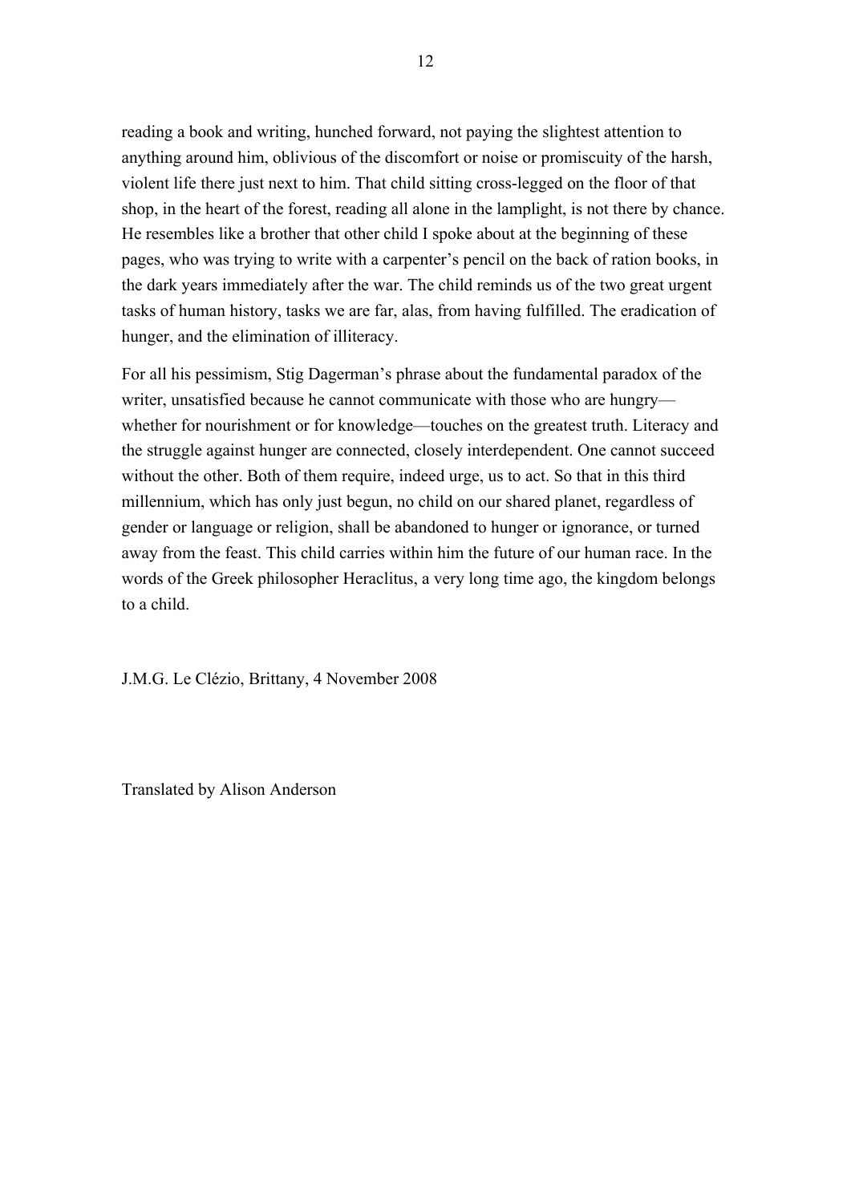reading a book and writing, hunched forward, not paying the slightest attention to anything around him, oblivious of the discomfort or noise or promiscuity of the harsh, violent life there just next to him. That child sitting cross-legged on the floor of that shop, in the heart of the forest, reading all alone in the lamplight, is not there by chance. He resembles like a brother that other child I spoke about at the beginning of these pages, who was trying to write with a carpenter's pencil on the back of ration books, in the dark years immediately after the war. The child reminds us of the two great urgent tasks of human history, tasks we are far, alas, from having fulfilled. The eradication of hunger, and the elimination of illiteracy.

For all his pessimism, Stig Dagerman's phrase about the fundamental paradox of the writer, unsatisfied because he cannot communicate with those who are hungry—whether for nourishment or for knowledge—touches on the greatest truth. Literacy and the struggle against hunger are connected, closely interdependent. One cannot succeed without the other. Both of them require, indeed urge, us to act. So that in this third millennium, which has only just begun, no child on our shared planet, regardless of gender or language or religion, shall be abandoned to hunger or ignorance, or turned away from the feast. This child carries within him the future of our human race. In the words of the Greek philosopher Heraclitus, a very long time ago, the kingdom belongs to a child.

J.M.G. Le Clézio, Brittany, 4 November 2008

Translated by Alison Anderson